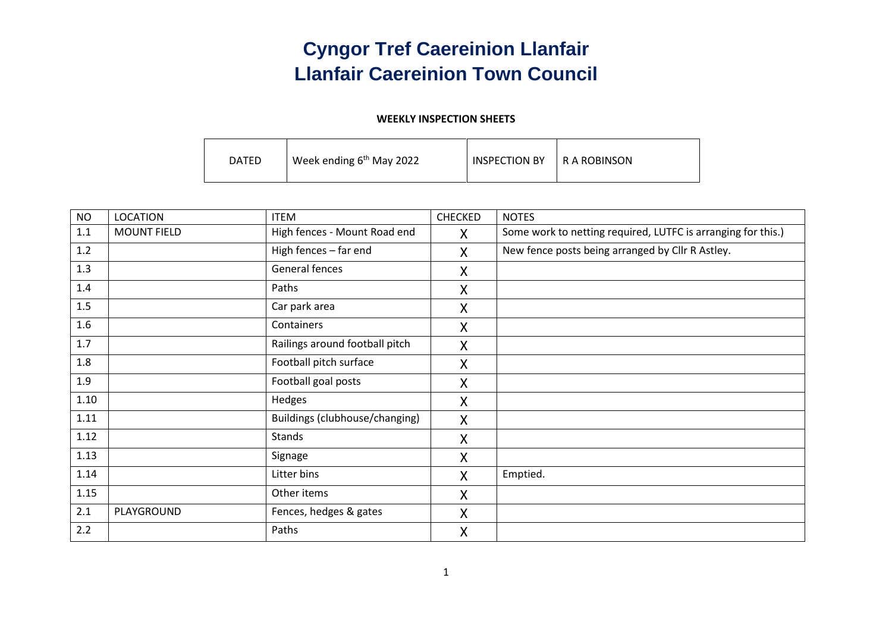# Cyngor Tref Caereinion Llanfair
# Llanfair Caereinion Town Council

**WEEKLY INSPECTION SHEETS**

| DATED | Week ending 6th May 2022 | INSPECTION BY | R A ROBINSON |
|---|---|---|---|

| NO | LOCATION | ITEM | CHECKED | NOTES |
|---|---|---|---|---|
| 1.1 | MOUNT FIELD | High fences - Mount Road end | X | Some work to netting required, LUTFC is arranging for this.) |
| 1.2 | | High fences – far end | X | New fence posts being arranged by Cllr R Astley. |
| 1.3 | | General fences | X | |
| 1.4 | | Paths | X | |
| 1.5 | | Car park area | X | |
| 1.6 | | Containers | X | |
| 1.7 | | Railings around football pitch | X | |
| 1.8 | | Football pitch surface | X | |
| 1.9 | | Football goal posts | X | |
| 1.10 | | Hedges | X | |
| 1.11 | | Buildings (clubhouse/changing) | X | |
| 1.12 | | Stands | X | |
| 1.13 | | Signage | X | |
| 1.14 | | Litter bins | X | Emptied. |
| 1.15 | | Other items | X | |
| 2.1 | PLAYGROUND | Fences, hedges & gates | X | |
| 2.2 | | Paths | X | |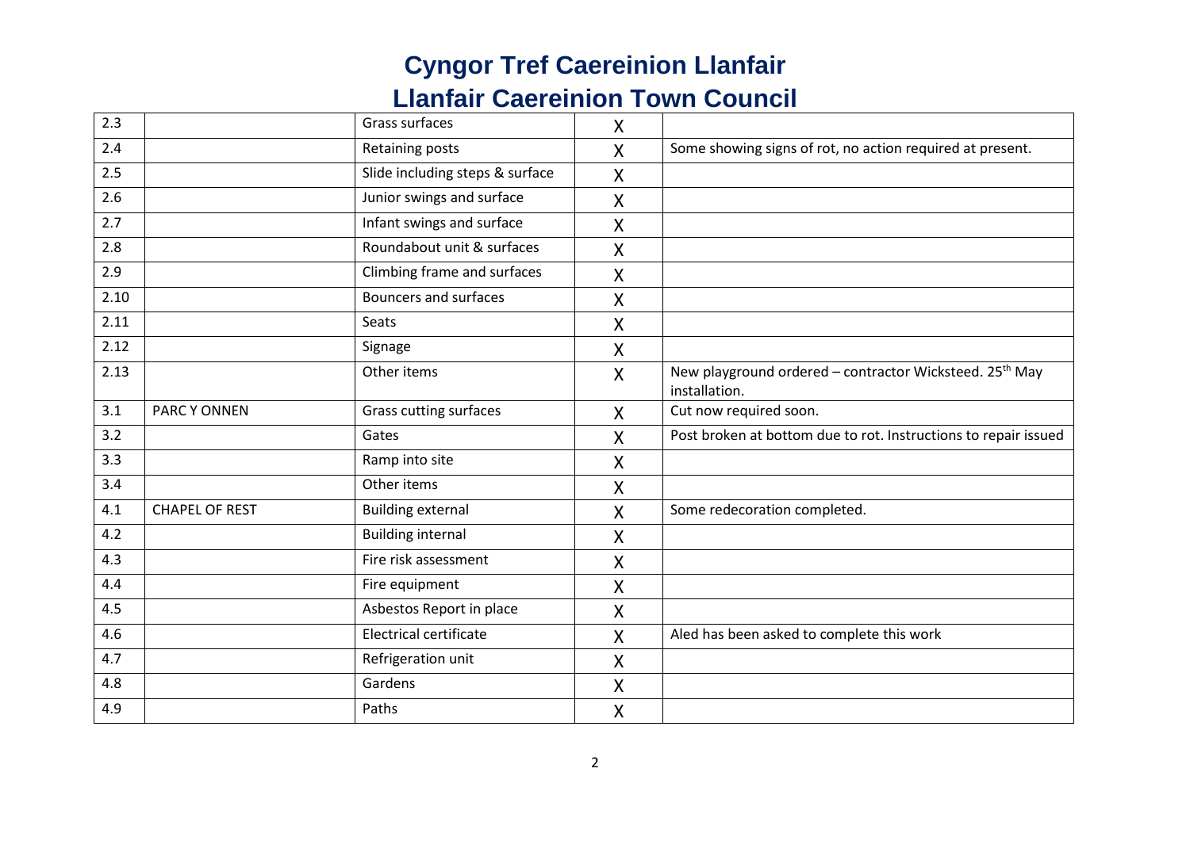# Cyngor Tref Caereinion Llanfair

# Llanfair Caereinion Town Council

| | | | | |
|---|---|---|---|---|
| 2.3 | | Grass surfaces | X | |
| 2.4 | | Retaining posts | X | Some showing signs of rot, no action required at present. |
| 2.5 | | Slide including steps & surface | X | |
| 2.6 | | Junior swings and surface | X | |
| 2.7 | | Infant swings and surface | X | |
| 2.8 | | Roundabout unit & surfaces | X | |
| 2.9 | | Climbing frame and surfaces | X | |
| 2.10 | | Bouncers and surfaces | X | |
| 2.11 | | Seats | X | |
| 2.12 | | Signage | X | |
| 2.13 | | Other items | X | New playground ordered – contractor Wicksteed. 25th May installation. |
| 3.1 | PARC Y ONNEN | Grass cutting surfaces | X | Cut now required soon. |
| 3.2 | | Gates | X | Post broken at bottom due to rot. Instructions to repair issued |
| 3.3 | | Ramp into site | X | |
| 3.4 | | Other items | X | |
| 4.1 | CHAPEL OF REST | Building external | X | Some redecoration completed. |
| 4.2 | | Building internal | X | |
| 4.3 | | Fire risk assessment | X | |
| 4.4 | | Fire equipment | X | |
| 4.5 | | Asbestos Report in place | X | |
| 4.6 | | Electrical certificate | X | Aled has been asked to complete this work |
| 4.7 | | Refrigeration unit | X | |
| 4.8 | | Gardens | X | |
| 4.9 | | Paths | X | |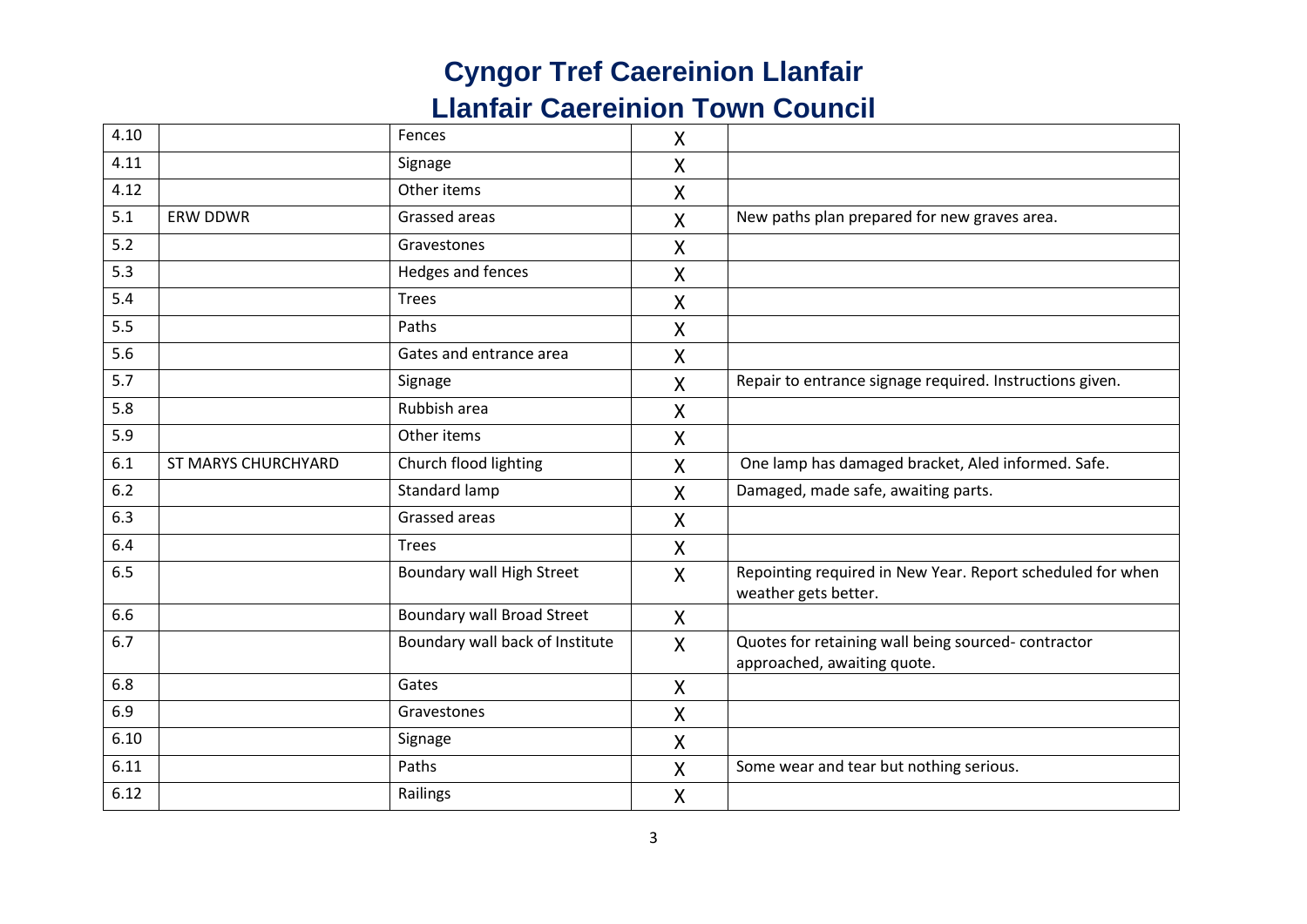# Cyngor Tref Caereinion Llanfair
# Llanfair Caereinion Town Council

| | | | | |
|---|---|---|---|---|
| 4.10 | | Fences | X | |
| 4.11 | | Signage | X | |
| 4.12 | | Other items | X | |
| 5.1 | ERW DDWR | Grassed areas | X | New paths plan prepared for new graves area. |
| 5.2 | | Gravestones | X | |
| 5.3 | | Hedges and fences | X | |
| 5.4 | | Trees | X | |
| 5.5 | | Paths | X | |
| 5.6 | | Gates and entrance area | X | |
| 5.7 | | Signage | X | Repair to entrance signage required. Instructions given. |
| 5.8 | | Rubbish area | X | |
| 5.9 | | Other items | X | |
| 6.1 | ST MARYS CHURCHYARD | Church flood lighting | X | One lamp has damaged bracket, Aled informed. Safe. |
| 6.2 | | Standard lamp | X | Damaged, made safe, awaiting parts. |
| 6.3 | | Grassed areas | X | |
| 6.4 | | Trees | X | |
| 6.5 | | Boundary wall High Street | X | Repointing required in New Year. Report scheduled for when weather gets better. |
| 6.6 | | Boundary wall Broad Street | X | |
| 6.7 | | Boundary wall back of Institute | X | Quotes for retaining wall being sourced- contractor approached, awaiting quote. |
| 6.8 | | Gates | X | |
| 6.9 | | Gravestones | X | |
| 6.10 | | Signage | X | |
| 6.11 | | Paths | X | Some wear and tear but nothing serious. |
| 6.12 | | Railings | X | |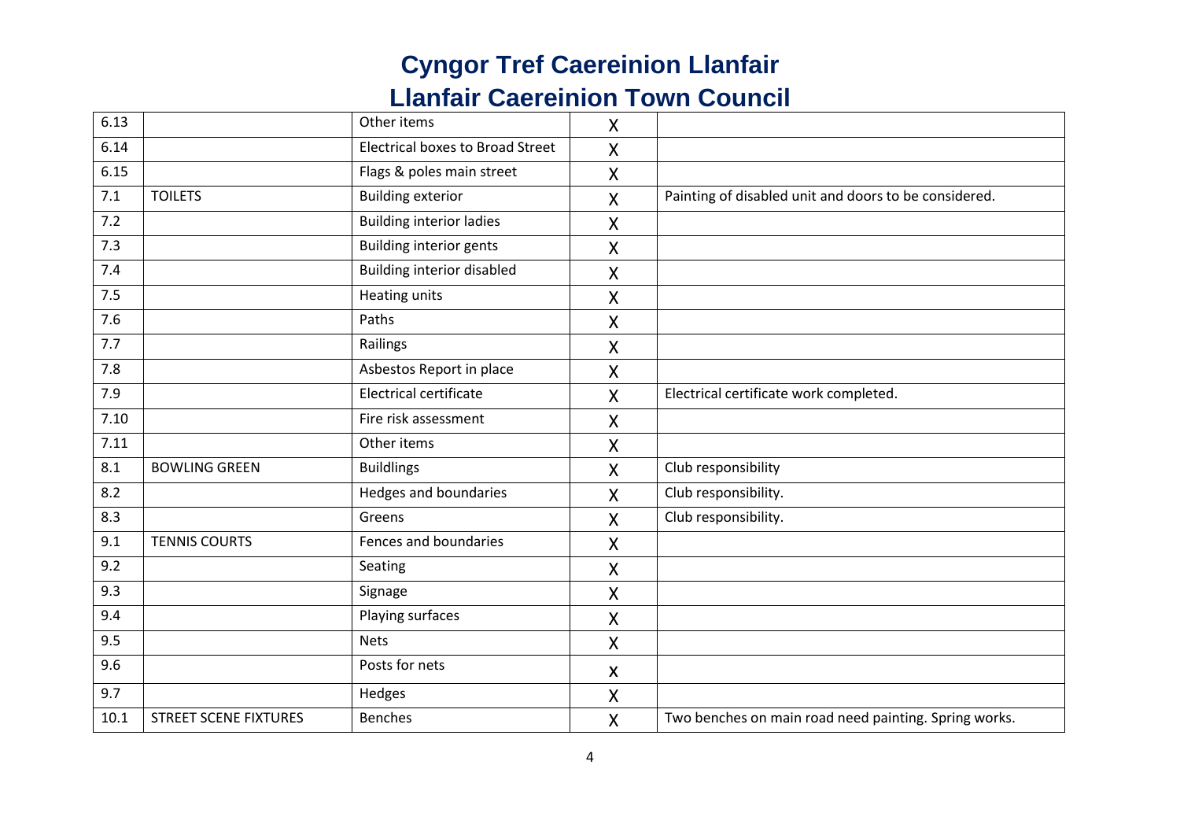# Cyngor Tref Caereinion Llanfair

# Llanfair Caereinion Town Council

| | | | | |
|---|---|---|---|---|
| 6.13 | | Other items | X | |
| 6.14 | | Electrical boxes to Broad Street | X | |
| 6.15 | | Flags & poles main street | X | |
| 7.1 | TOILETS | Building exterior | X | Painting of disabled unit and doors to be considered. |
| 7.2 | | Building interior ladies | X | |
| 7.3 | | Building interior gents | X | |
| 7.4 | | Building interior disabled | X | |
| 7.5 | | Heating units | X | |
| 7.6 | | Paths | X | |
| 7.7 | | Railings | X | |
| 7.8 | | Asbestos Report in place | X | |
| 7.9 | | Electrical certificate | X | Electrical certificate work completed. |
| 7.10 | | Fire risk assessment | X | |
| 7.11 | | Other items | X | |
| 8.1 | BOWLING GREEN | Buildlings | X | Club responsibility |
| 8.2 | | Hedges and boundaries | X | Club responsibility. |
| 8.3 | | Greens | X | Club responsibility. |
| 9.1 | TENNIS COURTS | Fences and boundaries | X | |
| 9.2 | | Seating | X | |
| 9.3 | | Signage | X | |
| 9.4 | | Playing surfaces | X | |
| 9.5 | | Nets | X | |
| 9.6 | | Posts for nets | x | |
| 9.7 | | Hedges | X | |
| 10.1 | STREET SCENE FIXTURES | Benches | X | Two benches on main road need painting. Spring works. |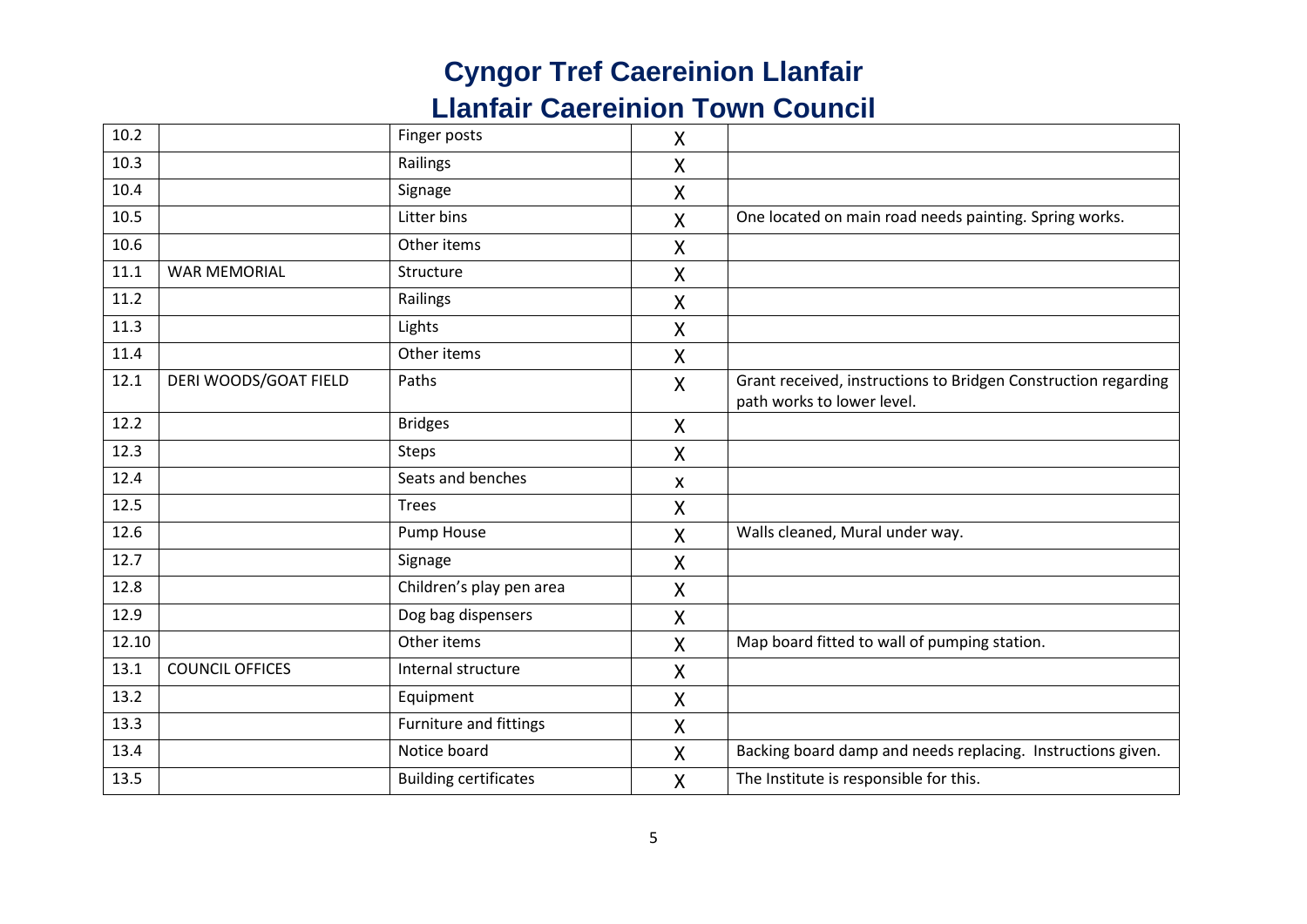# Cyngor Tref Caereinion Llanfair

# Llanfair Caereinion Town Council

| | | | | |
|---|---|---|---|---|
| 10.2 | | Finger posts | X | |
| 10.3 | | Railings | X | |
| 10.4 | | Signage | X | |
| 10.5 | | Litter bins | X | One located on main road needs painting. Spring works. |
| 10.6 | | Other items | X | |
| 11.1 | WAR MEMORIAL | Structure | X | |
| 11.2 | | Railings | X | |
| 11.3 | | Lights | X | |
| 11.4 | | Other items | X | |
| 12.1 | DERI WOODS/GOAT FIELD | Paths | X | Grant received, instructions to Bridgen Construction regarding path works to lower level. |
| 12.2 | | Bridges | X | |
| 12.3 | | Steps | X | |
| 12.4 | | Seats and benches | x | |
| 12.5 | | Trees | X | |
| 12.6 | | Pump House | X | Walls cleaned, Mural under way. |
| 12.7 | | Signage | X | |
| 12.8 | | Children's play pen area | X | |
| 12.9 | | Dog bag dispensers | X | |
| 12.10 | | Other items | X | Map board fitted to wall of pumping station. |
| 13.1 | COUNCIL OFFICES | Internal structure | X | |
| 13.2 | | Equipment | X | |
| 13.3 | | Furniture and fittings | X | |
| 13.4 | | Notice board | X | Backing board damp and needs replacing. Instructions given. |
| 13.5 | | Building certificates | X | The Institute is responsible for this. |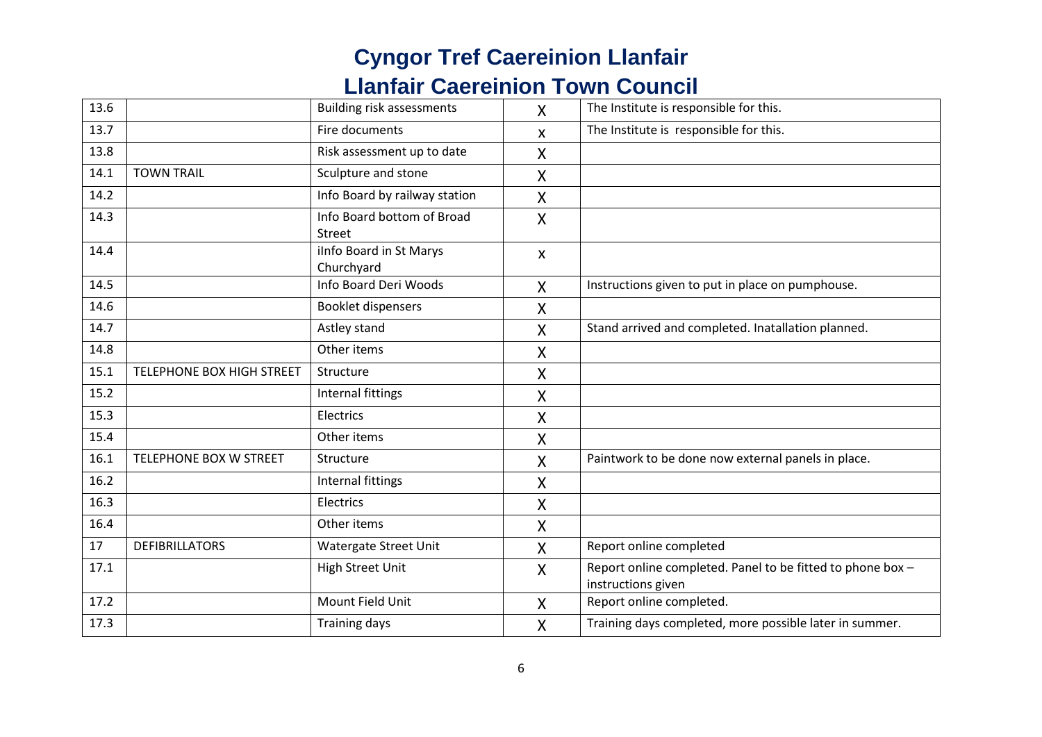# Cyngor Tref Caereinion Llanfair

# Llanfair Caereinion Town Council

| 13.6 | | Building risk assessments | X | The Institute is responsible for this. |
|---|---|---|---|---|
| 13.7 | | Fire documents | x | The Institute is  responsible for this. |
| 13.8 | | Risk assessment up to date | X | |
| 14.1 | TOWN TRAIL | Sculpture and stone | X | |
| 14.2 | | Info Board by railway station | X | |
| 14.3 | | Info Board bottom of Broad Street | X | |
| 14.4 | | iInfo Board in St Marys Churchyard | x | |
| 14.5 | | Info Board Deri Woods | X | Instructions given to put in place on pumphouse. |
| 14.6 | | Booklet dispensers | X | |
| 14.7 | | Astley stand | X | Stand arrived and completed. Inatallation planned. |
| 14.8 | | Other items | X | |
| 15.1 | TELEPHONE BOX HIGH STREET | Structure | X | |
| 15.2 | | Internal fittings | X | |
| 15.3 | | Electrics | X | |
| 15.4 | | Other items | X | |
| 16.1 | TELEPHONE BOX W STREET | Structure | X | Paintwork to be done now external panels in place. |
| 16.2 | | Internal fittings | X | |
| 16.3 | | Electrics | X | |
| 16.4 | | Other items | X | |
| 17 | DEFIBRILLATORS | Watergate Street Unit | X | Report online completed |
| 17.1 | | High Street Unit | X | Report online completed. Panel to be fitted to phone box – instructions given |
| 17.2 | | Mount Field Unit | X | Report online completed. |
| 17.3 | | Training days | X | Training days completed, more possible later in summer. |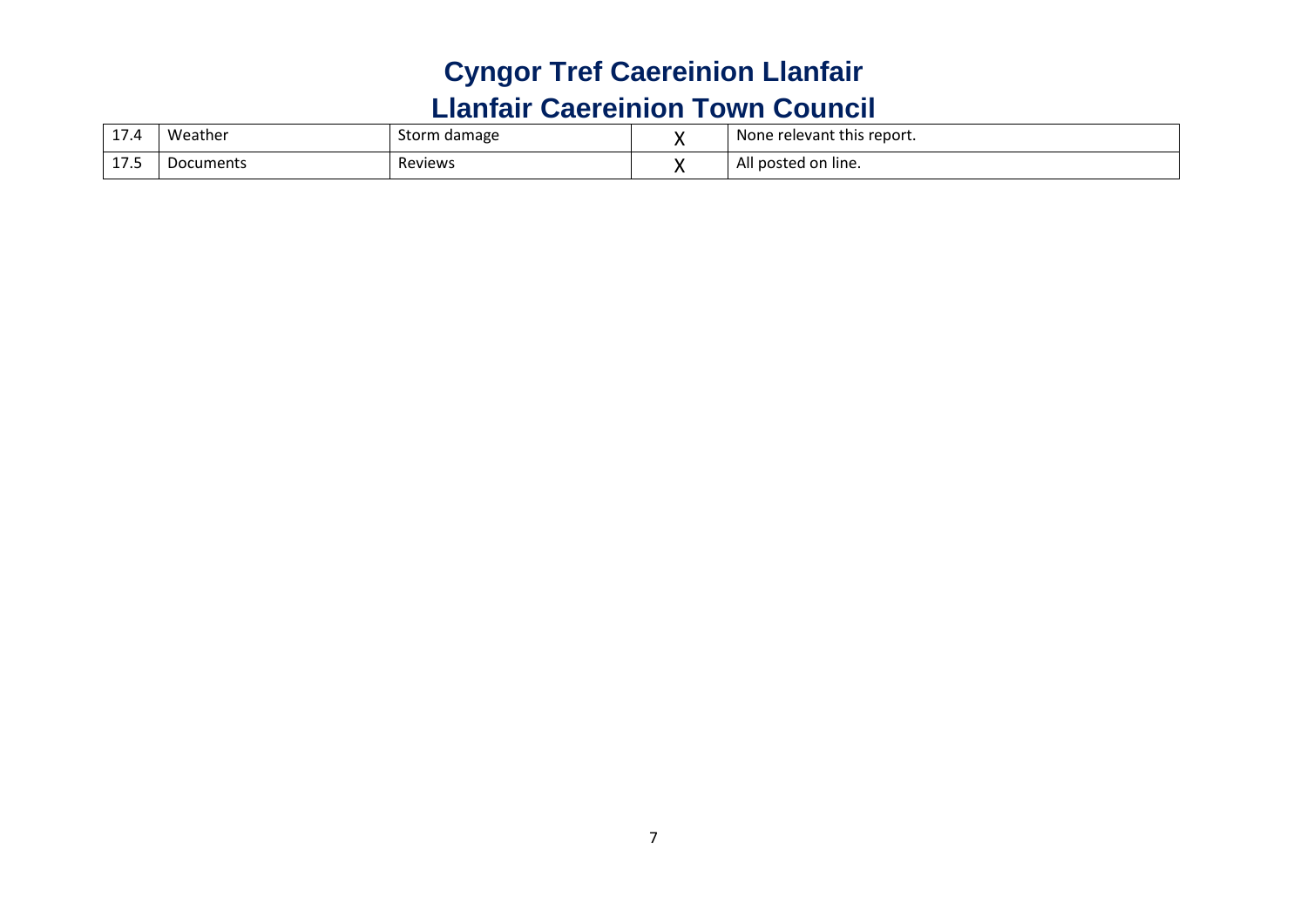# Cyngor Tref Caereinion Llanfair

# Llanfair Caereinion Town Council

| | | | | |
|---|---|---|---|---|
| 17.4 | Weather | Storm damage | X | None relevant this report. |
| 17.5 | Documents | Reviews | X | All posted on line. |